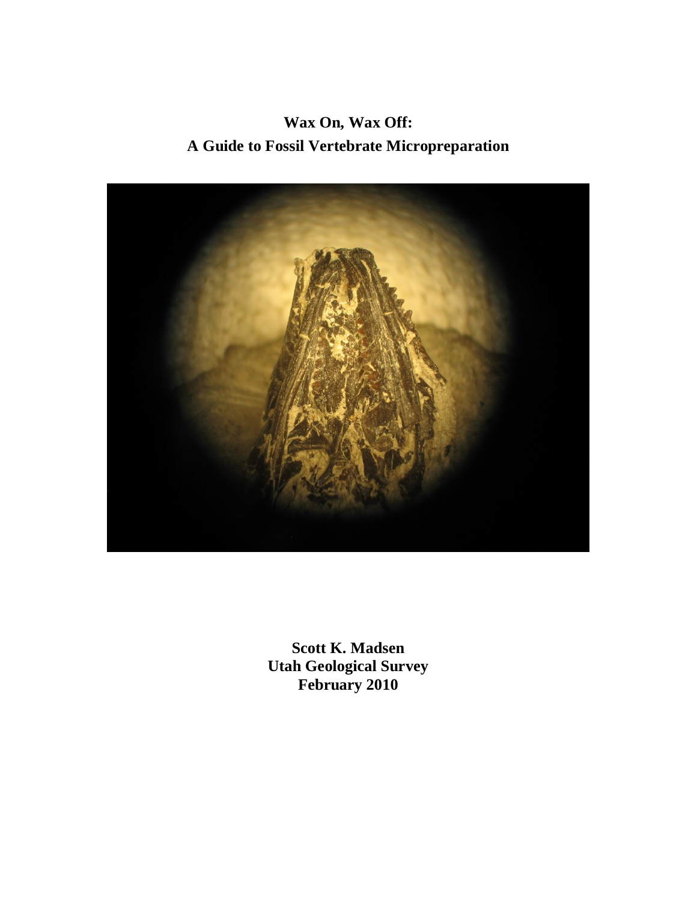# Wax On, Wax Off:
# A Guide to Fossil Vertebrate Micropreparation

**Scott K. Madsen**
**Utah Geological Survey**
**February 2010**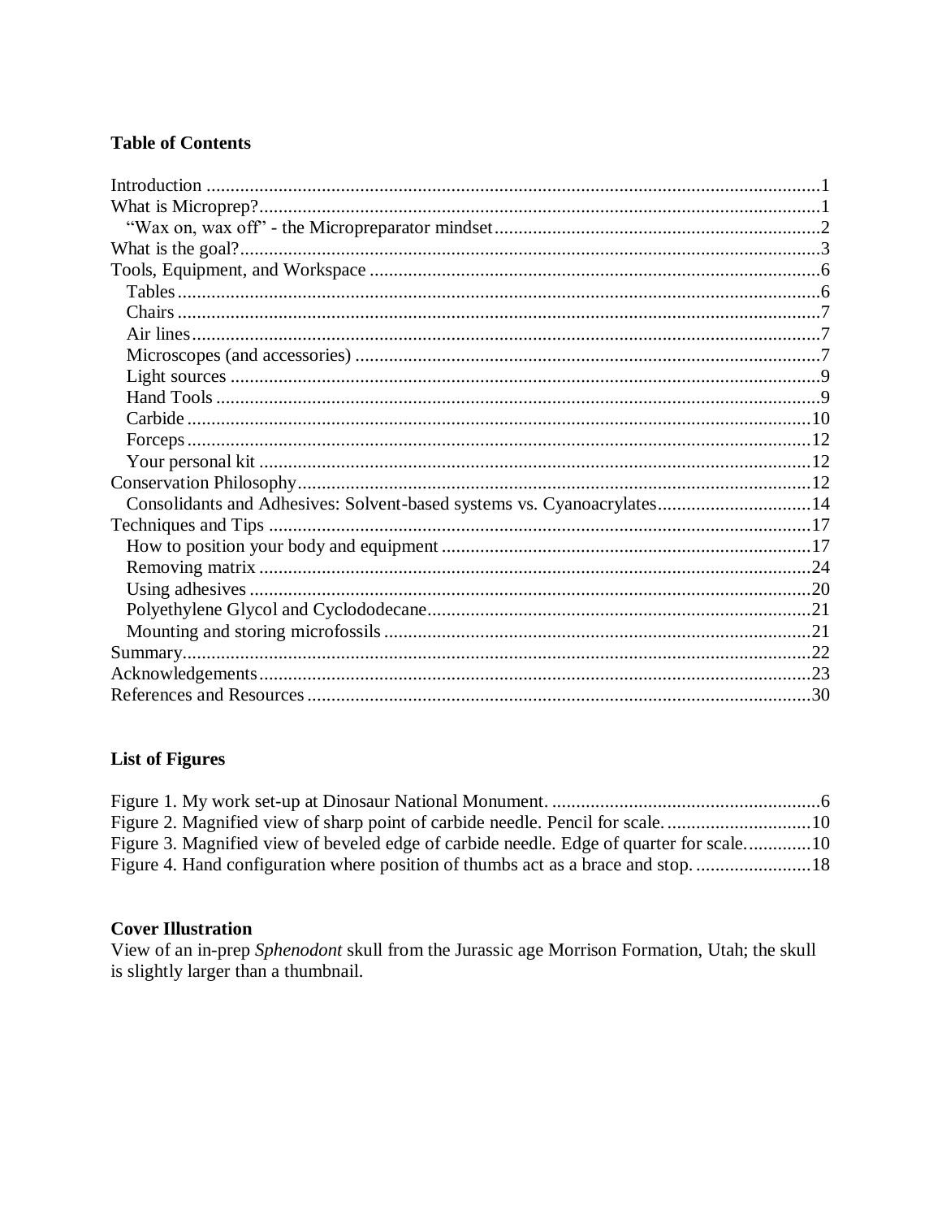**Table of Contents**

Introduction ....................................................................................................................1
What is Microprep?.........................................................................................................1
  "Wax on, wax off" - the Micropreparator mindset......................................................2
What is the goal?.............................................................................................................3
Tools, Equipment, and Workspace .................................................................................6
  Tables..........................................................................................................................6
  Chairs..........................................................................................................................7
  Air lines.......................................................................................................................7
  Microscopes (and accessories) ....................................................................................7
  Light sources ...............................................................................................................9
  Hand Tools..................................................................................................................9
  Carbide......................................................................................................................10
  Forceps......................................................................................................................12
  Your personal kit ......................................................................................................12
Conservation Philosophy...............................................................................................12
  Consolidants and Adhesives: Solvent-based systems vs. Cyanoacrylates................14
Techniques and Tips .....................................................................................................17
  How to position your body and equipment ..............................................................17
  Removing matrix ......................................................................................................24
  Using adhesives ........................................................................................................20
  Polyethylene Glycol and Cyclododecane..................................................................21
  Mounting and storing microfossils ...........................................................................21
Summary.......................................................................................................................22
Acknowledgements.......................................................................................................23
References and Resources ............................................................................................30

**List of Figures**

Figure 1. My work set-up at Dinosaur National Monument. ............................................6
Figure 2. Magnified view of sharp point of carbide needle. Pencil for scale. ................10
Figure 3. Magnified view of beveled edge of carbide needle. Edge of quarter for scale. .............10
Figure 4. Hand configuration where position of thumbs act as a brace and stop. ..........18

**Cover Illustration**

View of an in-prep *Sphenodont* skull from the Jurassic age Morrison Formation, Utah; the skull is slightly larger than a thumbnail.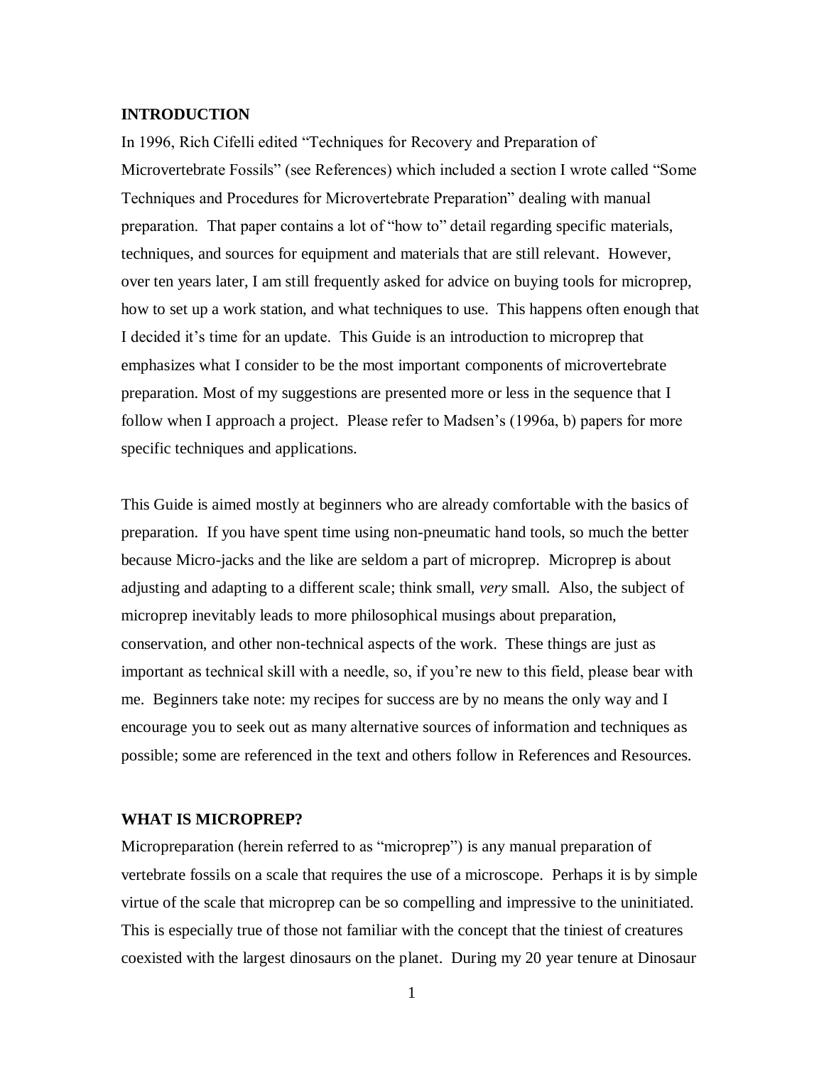## INTRODUCTION

In 1996, Rich Cifelli edited "Techniques for Recovery and Preparation of Microvertebrate Fossils" (see References) which included a section I wrote called "Some Techniques and Procedures for Microvertebrate Preparation" dealing with manual preparation. That paper contains a lot of "how to" detail regarding specific materials, techniques, and sources for equipment and materials that are still relevant. However, over ten years later, I am still frequently asked for advice on buying tools for microprep, how to set up a work station, and what techniques to use. This happens often enough that I decided it's time for an update. This Guide is an introduction to microprep that emphasizes what I consider to be the most important components of microvertebrate preparation. Most of my suggestions are presented more or less in the sequence that I follow when I approach a project. Please refer to Madsen's (1996a, b) papers for more specific techniques and applications.

This Guide is aimed mostly at beginners who are already comfortable with the basics of preparation. If you have spent time using non-pneumatic hand tools, so much the better because Micro-jacks and the like are seldom a part of microprep. Microprep is about adjusting and adapting to a different scale; think small, *very* small. Also, the subject of microprep inevitably leads to more philosophical musings about preparation, conservation, and other non-technical aspects of the work. These things are just as important as technical skill with a needle, so, if you're new to this field, please bear with me. Beginners take note: my recipes for success are by no means the only way and I encourage you to seek out as many alternative sources of information and techniques as possible; some are referenced in the text and others follow in References and Resources.

## WHAT IS MICROPREP?

Micropreparation (herein referred to as "microprep") is any manual preparation of vertebrate fossils on a scale that requires the use of a microscope. Perhaps it is by simple virtue of the scale that microprep can be so compelling and impressive to the uninitiated. This is especially true of those not familiar with the concept that the tiniest of creatures coexisted with the largest dinosaurs on the planet. During my 20 year tenure at Dinosaur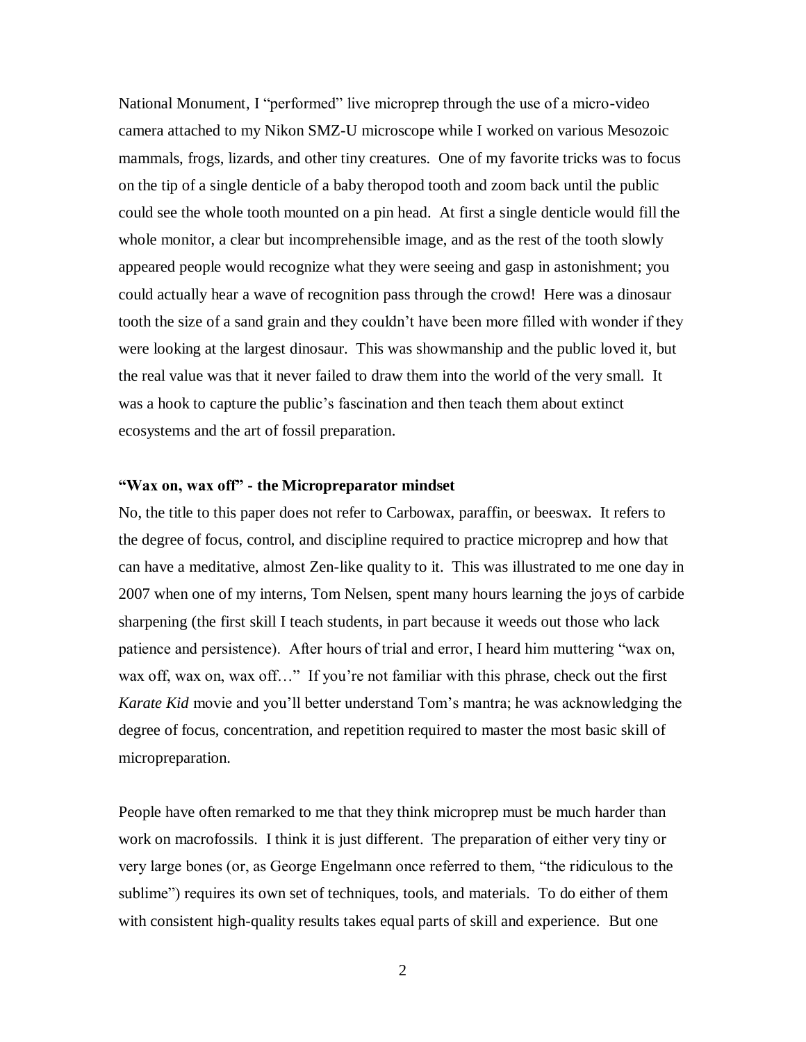National Monument, I "performed" live microprep through the use of a micro-video camera attached to my Nikon SMZ-U microscope while I worked on various Mesozoic mammals, frogs, lizards, and other tiny creatures. One of my favorite tricks was to focus on the tip of a single denticle of a baby theropod tooth and zoom back until the public could see the whole tooth mounted on a pin head. At first a single denticle would fill the whole monitor, a clear but incomprehensible image, and as the rest of the tooth slowly appeared people would recognize what they were seeing and gasp in astonishment; you could actually hear a wave of recognition pass through the crowd! Here was a dinosaur tooth the size of a sand grain and they couldn't have been more filled with wonder if they were looking at the largest dinosaur. This was showmanship and the public loved it, but the real value was that it never failed to draw them into the world of the very small. It was a hook to capture the public's fascination and then teach them about extinct ecosystems and the art of fossil preparation.

**"Wax on, wax off" - the Micropreparator mindset**

No, the title to this paper does not refer to Carbowax, paraffin, or beeswax. It refers to the degree of focus, control, and discipline required to practice microprep and how that can have a meditative, almost Zen-like quality to it. This was illustrated to me one day in 2007 when one of my interns, Tom Nelsen, spent many hours learning the joys of carbide sharpening (the first skill I teach students, in part because it weeds out those who lack patience and persistence). After hours of trial and error, I heard him muttering "wax on, wax off, wax on, wax off…" If you're not familiar with this phrase, check out the first *Karate Kid* movie and you'll better understand Tom's mantra; he was acknowledging the degree of focus, concentration, and repetition required to master the most basic skill of micropreparation.

People have often remarked to me that they think microprep must be much harder than work on macrofossils. I think it is just different. The preparation of either very tiny or very large bones (or, as George Engelmann once referred to them, "the ridiculous to the sublime") requires its own set of techniques, tools, and materials. To do either of them with consistent high-quality results takes equal parts of skill and experience. But one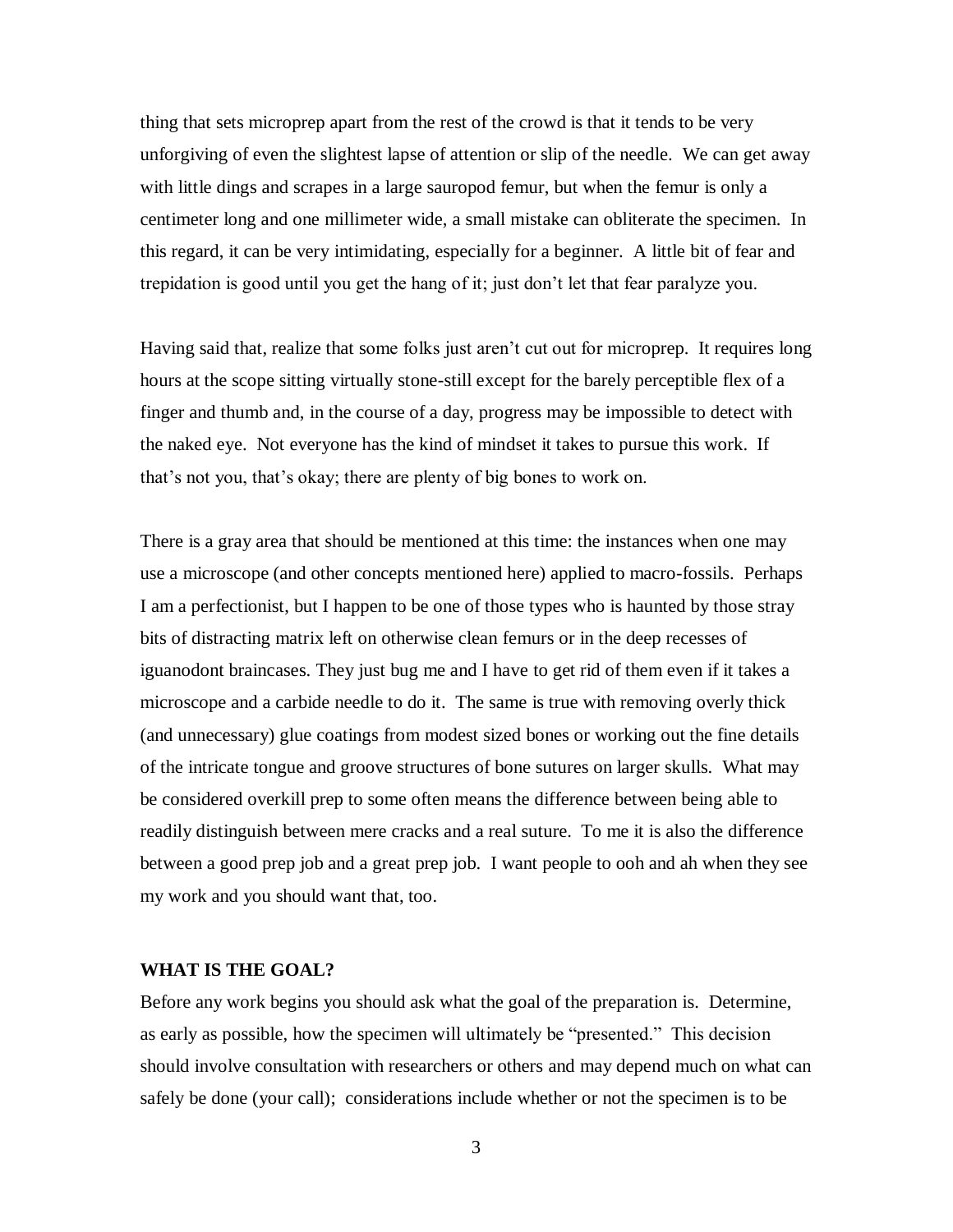thing that sets microprep apart from the rest of the crowd is that it tends to be very unforgiving of even the slightest lapse of attention or slip of the needle. We can get away with little dings and scrapes in a large sauropod femur, but when the femur is only a centimeter long and one millimeter wide, a small mistake can obliterate the specimen. In this regard, it can be very intimidating, especially for a beginner. A little bit of fear and trepidation is good until you get the hang of it; just don't let that fear paralyze you.

Having said that, realize that some folks just aren't cut out for microprep. It requires long hours at the scope sitting virtually stone-still except for the barely perceptible flex of a finger and thumb and, in the course of a day, progress may be impossible to detect with the naked eye. Not everyone has the kind of mindset it takes to pursue this work. If that's not you, that's okay; there are plenty of big bones to work on.

There is a gray area that should be mentioned at this time: the instances when one may use a microscope (and other concepts mentioned here) applied to macro-fossils. Perhaps I am a perfectionist, but I happen to be one of those types who is haunted by those stray bits of distracting matrix left on otherwise clean femurs or in the deep recesses of iguanodont braincases. They just bug me and I have to get rid of them even if it takes a microscope and a carbide needle to do it. The same is true with removing overly thick (and unnecessary) glue coatings from modest sized bones or working out the fine details of the intricate tongue and groove structures of bone sutures on larger skulls. What may be considered overkill prep to some often means the difference between being able to readily distinguish between mere cracks and a real suture. To me it is also the difference between a good prep job and a great prep job. I want people to ooh and ah when they see my work and you should want that, too.

## WHAT IS THE GOAL?

Before any work begins you should ask what the goal of the preparation is. Determine, as early as possible, how the specimen will ultimately be "presented." This decision should involve consultation with researchers or others and may depend much on what can safely be done (your call); considerations include whether or not the specimen is to be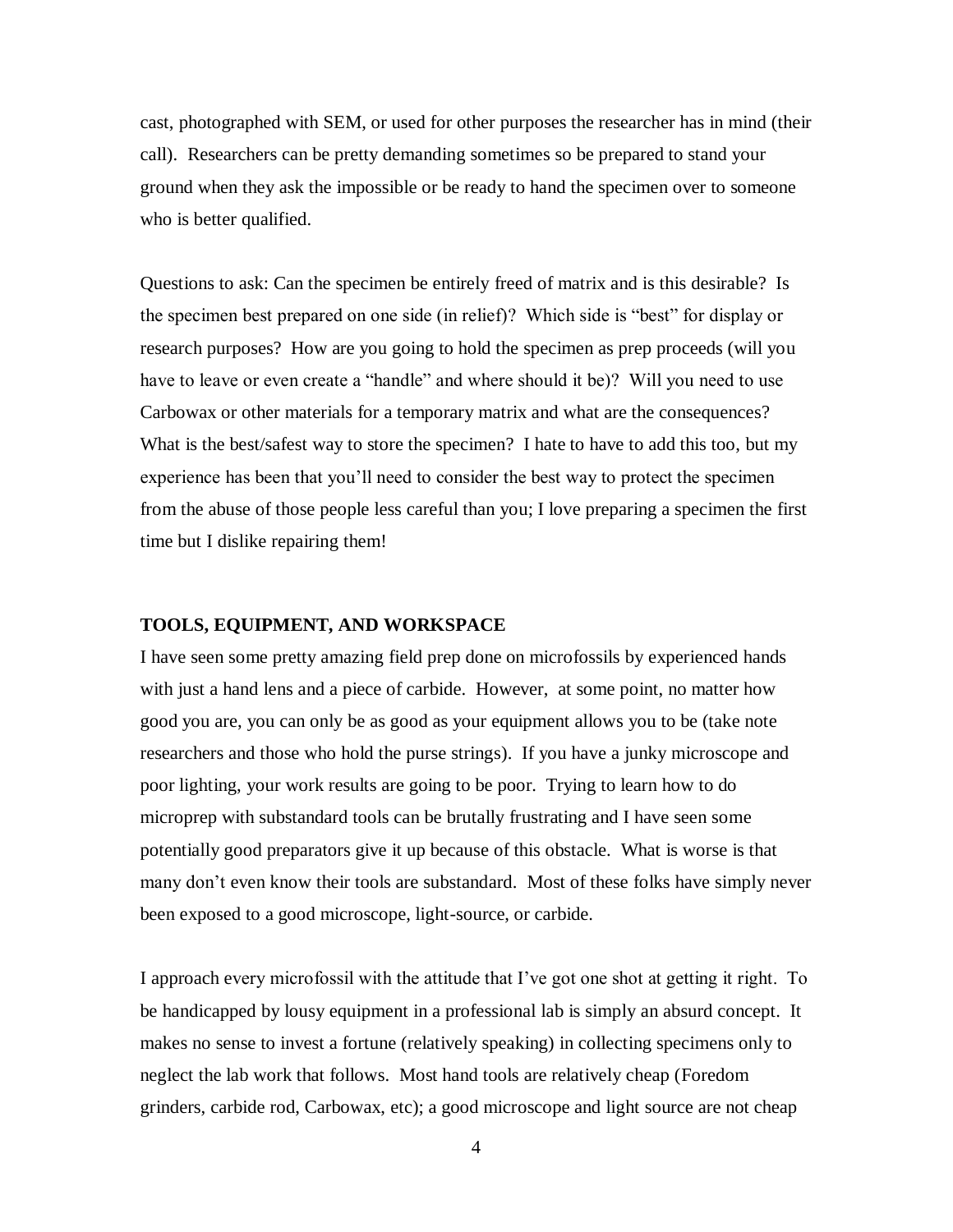cast, photographed with SEM, or used for other purposes the researcher has in mind (their call). Researchers can be pretty demanding sometimes so be prepared to stand your ground when they ask the impossible or be ready to hand the specimen over to someone who is better qualified.

Questions to ask: Can the specimen be entirely freed of matrix and is this desirable? Is the specimen best prepared on one side (in relief)? Which side is "best" for display or research purposes? How are you going to hold the specimen as prep proceeds (will you have to leave or even create a "handle" and where should it be)? Will you need to use Carbowax or other materials for a temporary matrix and what are the consequences? What is the best/safest way to store the specimen? I hate to have to add this too, but my experience has been that you'll need to consider the best way to protect the specimen from the abuse of those people less careful than you; I love preparing a specimen the first time but I dislike repairing them!

## TOOLS, EQUIPMENT, AND WORKSPACE

I have seen some pretty amazing field prep done on microfossils by experienced hands with just a hand lens and a piece of carbide. However, at some point, no matter how good you are, you can only be as good as your equipment allows you to be (take note researchers and those who hold the purse strings). If you have a junky microscope and poor lighting, your work results are going to be poor. Trying to learn how to do microprep with substandard tools can be brutally frustrating and I have seen some potentially good preparators give it up because of this obstacle. What is worse is that many don't even know their tools are substandard. Most of these folks have simply never been exposed to a good microscope, light-source, or carbide.

I approach every microfossil with the attitude that I've got one shot at getting it right. To be handicapped by lousy equipment in a professional lab is simply an absurd concept. It makes no sense to invest a fortune (relatively speaking) in collecting specimens only to neglect the lab work that follows. Most hand tools are relatively cheap (Foredom grinders, carbide rod, Carbowax, etc); a good microscope and light source are not cheap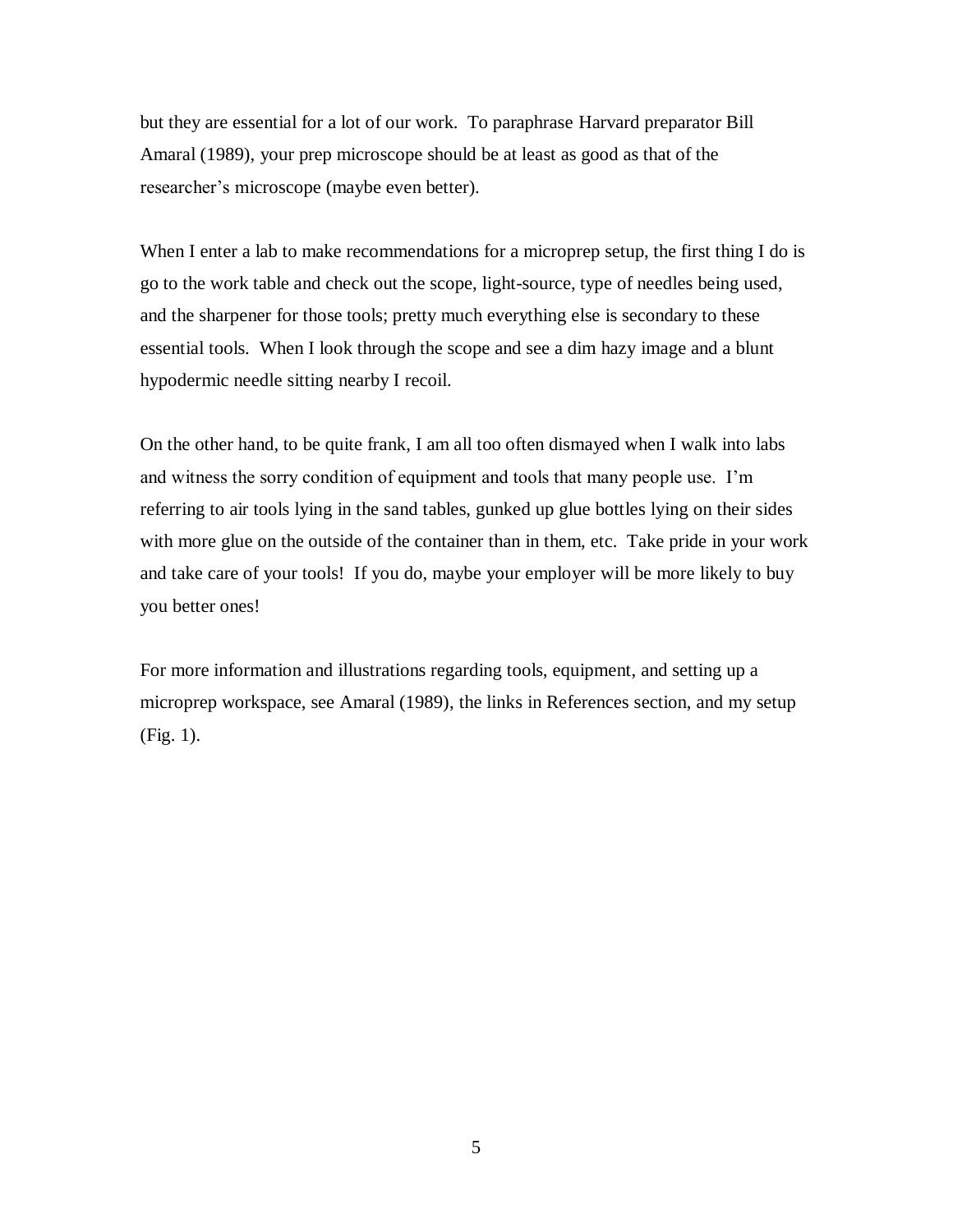but they are essential for a lot of our work. To paraphrase Harvard preparator Bill Amaral (1989), your prep microscope should be at least as good as that of the researcher's microscope (maybe even better).

When I enter a lab to make recommendations for a microprep setup, the first thing I do is go to the work table and check out the scope, light-source, type of needles being used, and the sharpener for those tools; pretty much everything else is secondary to these essential tools. When I look through the scope and see a dim hazy image and a blunt hypodermic needle sitting nearby I recoil.

On the other hand, to be quite frank, I am all too often dismayed when I walk into labs and witness the sorry condition of equipment and tools that many people use. I'm referring to air tools lying in the sand tables, gunked up glue bottles lying on their sides with more glue on the outside of the container than in them, etc. Take pride in your work and take care of your tools! If you do, maybe your employer will be more likely to buy you better ones!

For more information and illustrations regarding tools, equipment, and setting up a microprep workspace, see Amaral (1989), the links in References section, and my setup (Fig. 1).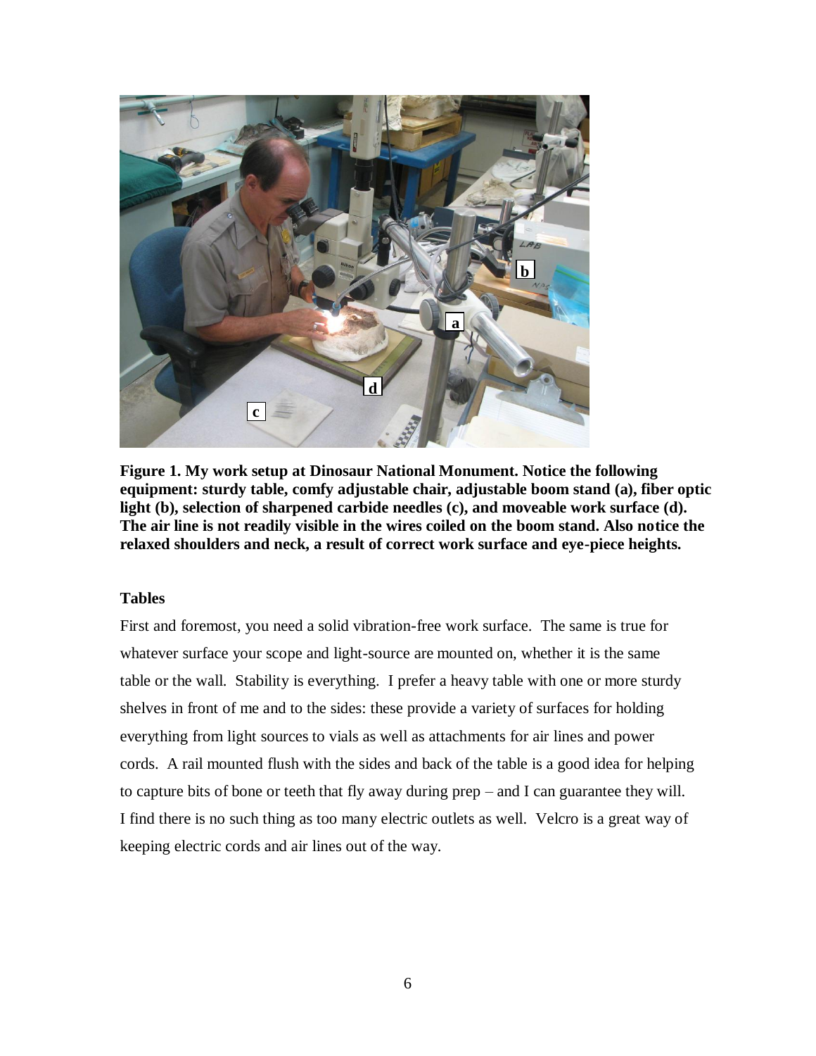**Figure 1. My work setup at Dinosaur National Monument. Notice the following equipment: sturdy table, comfy adjustable chair, adjustable boom stand (a), fiber optic light (b), selection of sharpened carbide needles (c), and moveable work surface (d). The air line is not readily visible in the wires coiled on the boom stand. Also notice the relaxed shoulders and neck, a result of correct work surface and eye-piece heights.**

### Tables

First and foremost, you need a solid vibration-free work surface. The same is true for whatever surface your scope and light-source are mounted on, whether it is the same table or the wall. Stability is everything. I prefer a heavy table with one or more sturdy shelves in front of me and to the sides: these provide a variety of surfaces for holding everything from light sources to vials as well as attachments for air lines and power cords. A rail mounted flush with the sides and back of the table is a good idea for helping to capture bits of bone or teeth that fly away during prep – and I can guarantee they will. I find there is no such thing as too many electric outlets as well. Velcro is a great way of keeping electric cords and air lines out of the way.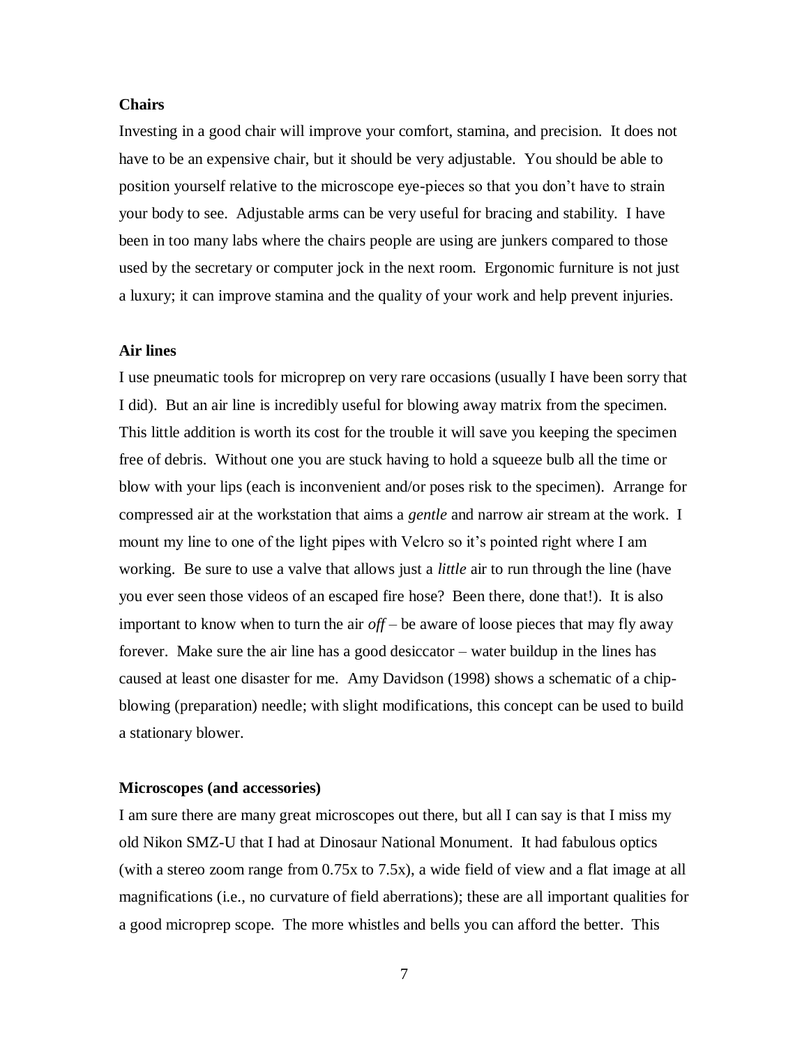**Chairs**

Investing in a good chair will improve your comfort, stamina, and precision. It does not have to be an expensive chair, but it should be very adjustable. You should be able to position yourself relative to the microscope eye-pieces so that you don't have to strain your body to see. Adjustable arms can be very useful for bracing and stability. I have been in too many labs where the chairs people are using are junkers compared to those used by the secretary or computer jock in the next room. Ergonomic furniture is not just a luxury; it can improve stamina and the quality of your work and help prevent injuries.

**Air lines**

I use pneumatic tools for microprep on very rare occasions (usually I have been sorry that I did). But an air line is incredibly useful for blowing away matrix from the specimen. This little addition is worth its cost for the trouble it will save you keeping the specimen free of debris. Without one you are stuck having to hold a squeeze bulb all the time or blow with your lips (each is inconvenient and/or poses risk to the specimen). Arrange for compressed air at the workstation that aims a *gentle* and narrow air stream at the work. I mount my line to one of the light pipes with Velcro so it's pointed right where I am working. Be sure to use a valve that allows just a *little* air to run through the line (have you ever seen those videos of an escaped fire hose? Been there, done that!). It is also important to know when to turn the air *off* – be aware of loose pieces that may fly away forever. Make sure the air line has a good desiccator – water buildup in the lines has caused at least one disaster for me. Amy Davidson (1998) shows a schematic of a chip-blowing (preparation) needle; with slight modifications, this concept can be used to build a stationary blower.

**Microscopes (and accessories)**

I am sure there are many great microscopes out there, but all I can say is that I miss my old Nikon SMZ-U that I had at Dinosaur National Monument. It had fabulous optics (with a stereo zoom range from 0.75x to 7.5x), a wide field of view and a flat image at all magnifications (i.e., no curvature of field aberrations); these are all important qualities for a good microprep scope. The more whistles and bells you can afford the better. This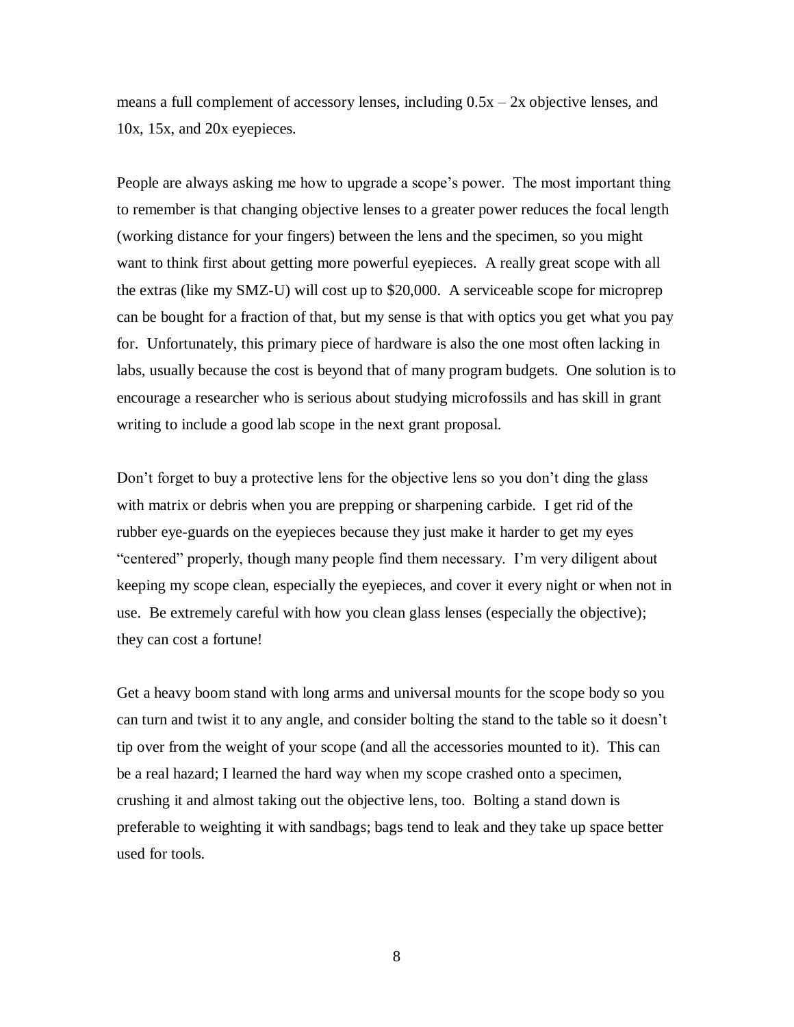means a full complement of accessory lenses, including 0.5x – 2x objective lenses, and 10x, 15x, and 20x eyepieces.

People are always asking me how to upgrade a scope's power. The most important thing to remember is that changing objective lenses to a greater power reduces the focal length (working distance for your fingers) between the lens and the specimen, so you might want to think first about getting more powerful eyepieces. A really great scope with all the extras (like my SMZ-U) will cost up to $20,000. A serviceable scope for microprep can be bought for a fraction of that, but my sense is that with optics you get what you pay for. Unfortunately, this primary piece of hardware is also the one most often lacking in labs, usually because the cost is beyond that of many program budgets. One solution is to encourage a researcher who is serious about studying microfossils and has skill in grant writing to include a good lab scope in the next grant proposal.

Don't forget to buy a protective lens for the objective lens so you don't ding the glass with matrix or debris when you are prepping or sharpening carbide. I get rid of the rubber eye-guards on the eyepieces because they just make it harder to get my eyes "centered" properly, though many people find them necessary. I'm very diligent about keeping my scope clean, especially the eyepieces, and cover it every night or when not in use. Be extremely careful with how you clean glass lenses (especially the objective); they can cost a fortune!

Get a heavy boom stand with long arms and universal mounts for the scope body so you can turn and twist it to any angle, and consider bolting the stand to the table so it doesn't tip over from the weight of your scope (and all the accessories mounted to it). This can be a real hazard; I learned the hard way when my scope crashed onto a specimen, crushing it and almost taking out the objective lens, too. Bolting a stand down is preferable to weighting it with sandbags; bags tend to leak and they take up space better used for tools.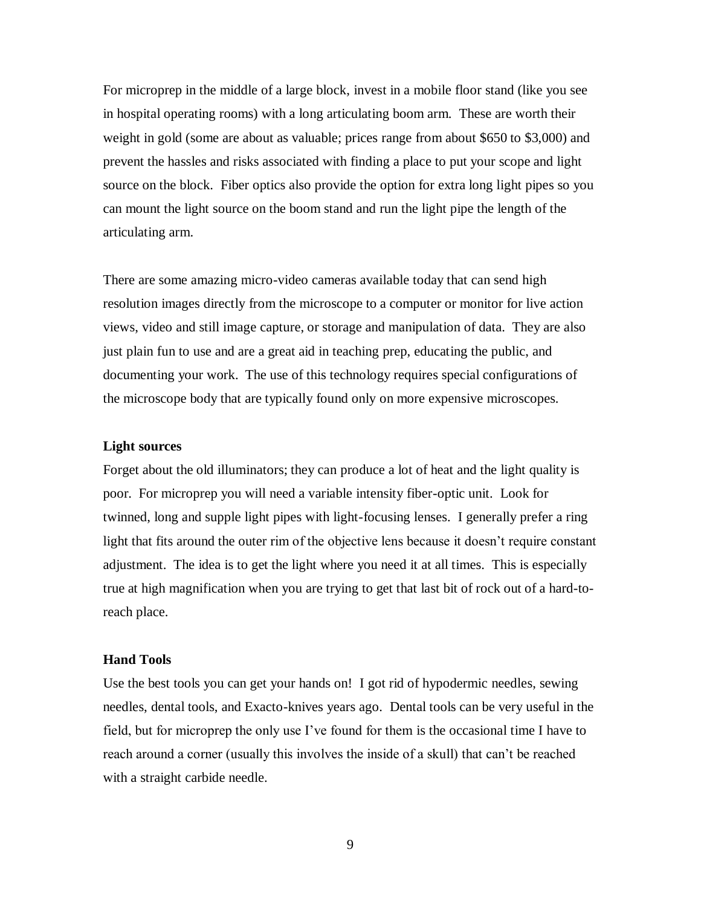For microprep in the middle of a large block, invest in a mobile floor stand (like you see in hospital operating rooms) with a long articulating boom arm. These are worth their weight in gold (some are about as valuable; prices range from about $650 to $3,000) and prevent the hassles and risks associated with finding a place to put your scope and light source on the block. Fiber optics also provide the option for extra long light pipes so you can mount the light source on the boom stand and run the light pipe the length of the articulating arm.

There are some amazing micro-video cameras available today that can send high resolution images directly from the microscope to a computer or monitor for live action views, video and still image capture, or storage and manipulation of data. They are also just plain fun to use and are a great aid in teaching prep, educating the public, and documenting your work. The use of this technology requires special configurations of the microscope body that are typically found only on more expensive microscopes.

**Light sources**

Forget about the old illuminators; they can produce a lot of heat and the light quality is poor. For microprep you will need a variable intensity fiber-optic unit. Look for twinned, long and supple light pipes with light-focusing lenses. I generally prefer a ring light that fits around the outer rim of the objective lens because it doesn't require constant adjustment. The idea is to get the light where you need it at all times. This is especially true at high magnification when you are trying to get that last bit of rock out of a hard-to-reach place.

**Hand Tools**

Use the best tools you can get your hands on! I got rid of hypodermic needles, sewing needles, dental tools, and Exacto-knives years ago. Dental tools can be very useful in the field, but for microprep the only use I've found for them is the occasional time I have to reach around a corner (usually this involves the inside of a skull) that can't be reached with a straight carbide needle.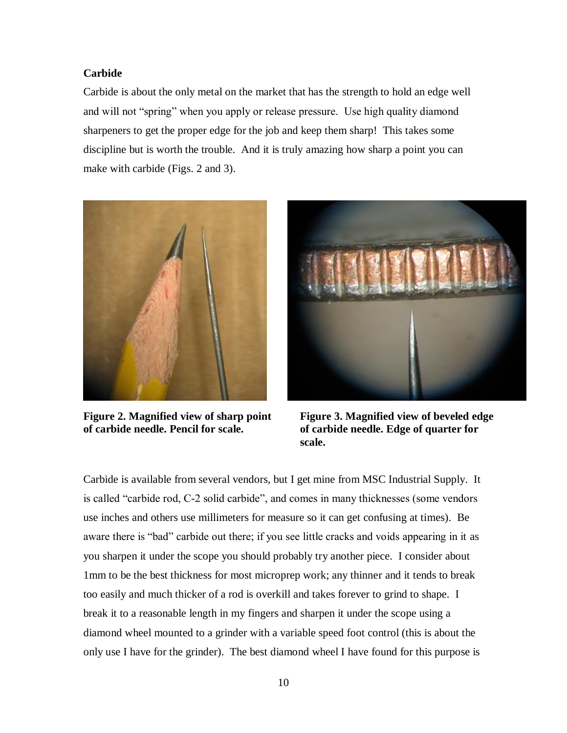**Carbide**

Carbide is about the only metal on the market that has the strength to hold an edge well and will not "spring" when you apply or release pressure. Use high quality diamond sharpeners to get the proper edge for the job and keep them sharp! This takes some discipline but is worth the trouble. And it is truly amazing how sharp a point you can make with carbide (Figs. 2 and 3).

**Figure 2. Magnified view of sharp point of carbide needle. Pencil for scale.**

**Figure 3. Magnified view of beveled edge of carbide needle. Edge of quarter for scale.**

Carbide is available from several vendors, but I get mine from MSC Industrial Supply. It is called "carbide rod, C-2 solid carbide", and comes in many thicknesses (some vendors use inches and others use millimeters for measure so it can get confusing at times). Be aware there is "bad" carbide out there; if you see little cracks and voids appearing in it as you sharpen it under the scope you should probably try another piece. I consider about 1mm to be the best thickness for most microprep work; any thinner and it tends to break too easily and much thicker of a rod is overkill and takes forever to grind to shape. I break it to a reasonable length in my fingers and sharpen it under the scope using a diamond wheel mounted to a grinder with a variable speed foot control (this is about the only use I have for the grinder). The best diamond wheel I have found for this purpose is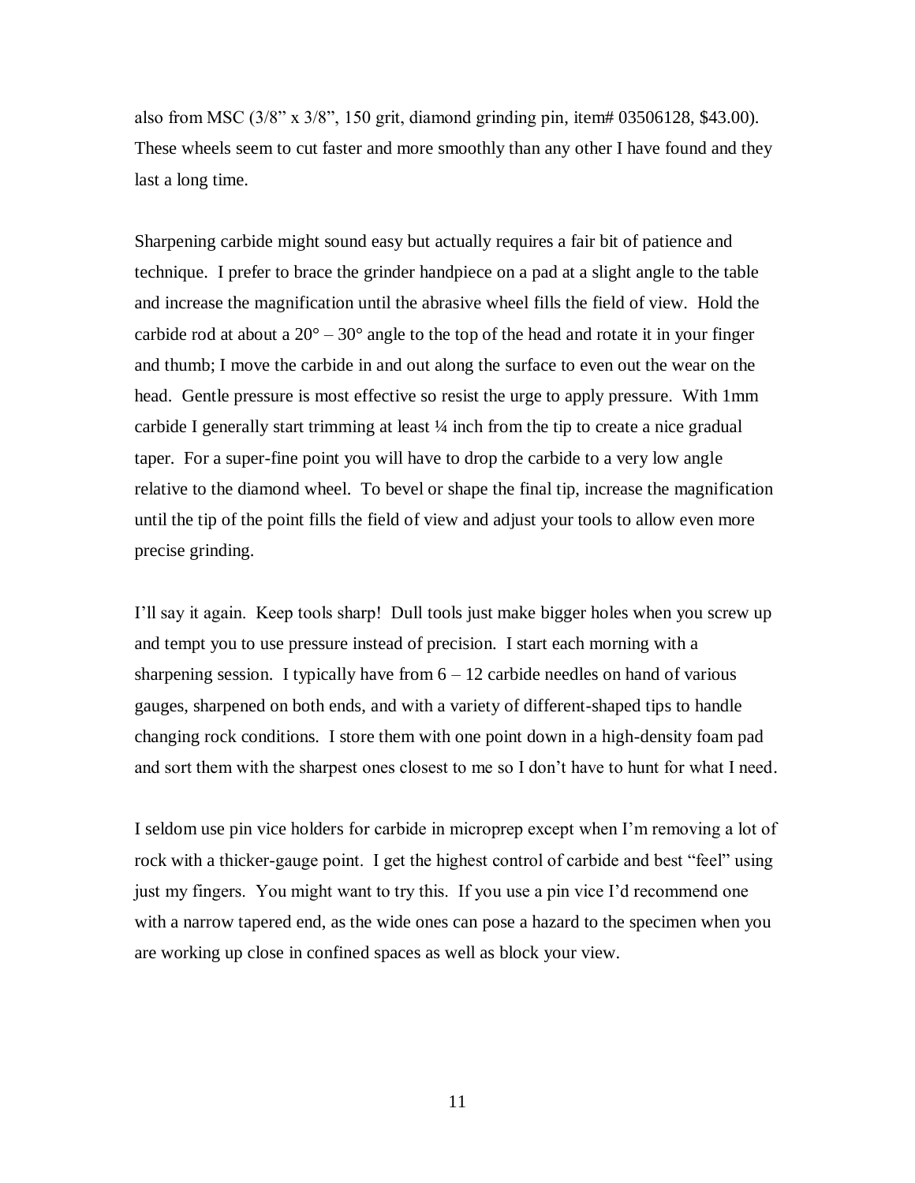also from MSC (3/8" x 3/8", 150 grit, diamond grinding pin, item# 03506128, $43.00). These wheels seem to cut faster and more smoothly than any other I have found and they last a long time.

Sharpening carbide might sound easy but actually requires a fair bit of patience and technique. I prefer to brace the grinder handpiece on a pad at a slight angle to the table and increase the magnification until the abrasive wheel fills the field of view. Hold the carbide rod at about a 20° – 30° angle to the top of the head and rotate it in your finger and thumb; I move the carbide in and out along the surface to even out the wear on the head. Gentle pressure is most effective so resist the urge to apply pressure. With 1mm carbide I generally start trimming at least ¼ inch from the tip to create a nice gradual taper. For a super-fine point you will have to drop the carbide to a very low angle relative to the diamond wheel. To bevel or shape the final tip, increase the magnification until the tip of the point fills the field of view and adjust your tools to allow even more precise grinding.

I'll say it again. Keep tools sharp! Dull tools just make bigger holes when you screw up and tempt you to use pressure instead of precision. I start each morning with a sharpening session. I typically have from 6 – 12 carbide needles on hand of various gauges, sharpened on both ends, and with a variety of different-shaped tips to handle changing rock conditions. I store them with one point down in a high-density foam pad and sort them with the sharpest ones closest to me so I don't have to hunt for what I need.

I seldom use pin vice holders for carbide in microprep except when I'm removing a lot of rock with a thicker-gauge point. I get the highest control of carbide and best "feel" using just my fingers. You might want to try this. If you use a pin vice I'd recommend one with a narrow tapered end, as the wide ones can pose a hazard to the specimen when you are working up close in confined spaces as well as block your view.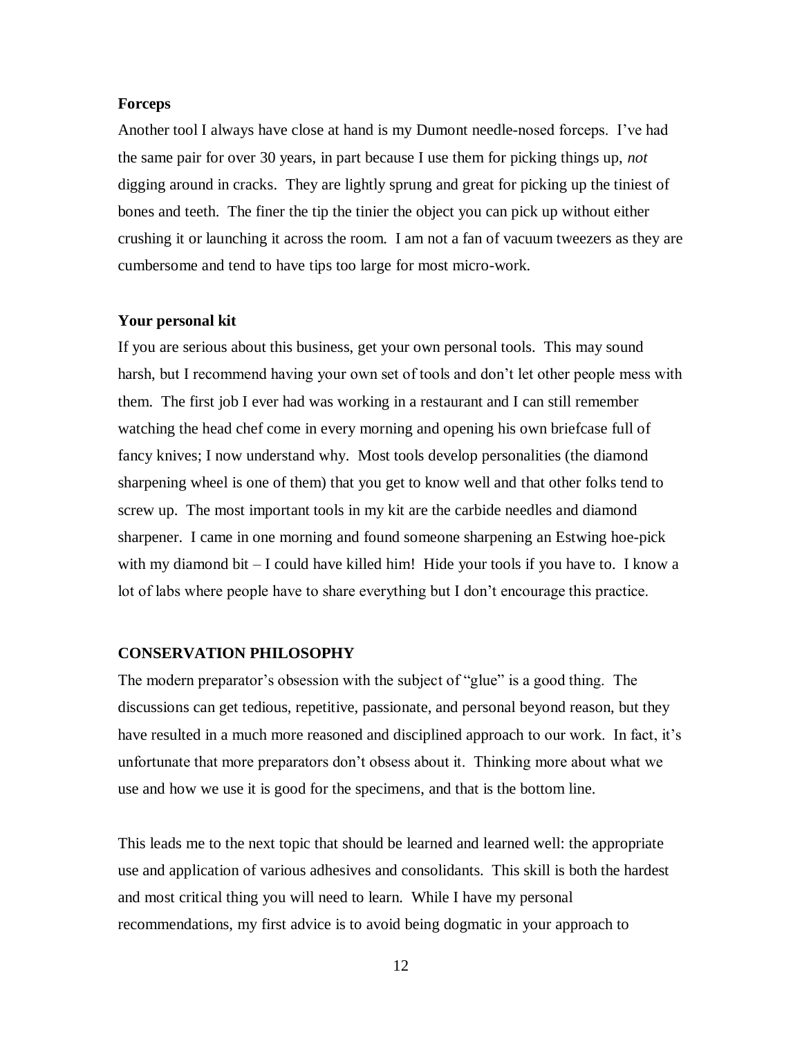**Forceps**

Another tool I always have close at hand is my Dumont needle-nosed forceps. I've had the same pair for over 30 years, in part because I use them for picking things up, *not* digging around in cracks. They are lightly sprung and great for picking up the tiniest of bones and teeth. The finer the tip the tinier the object you can pick up without either crushing it or launching it across the room. I am not a fan of vacuum tweezers as they are cumbersome and tend to have tips too large for most micro-work.

**Your personal kit**

If you are serious about this business, get your own personal tools. This may sound harsh, but I recommend having your own set of tools and don't let other people mess with them. The first job I ever had was working in a restaurant and I can still remember watching the head chef come in every morning and opening his own briefcase full of fancy knives; I now understand why. Most tools develop personalities (the diamond sharpening wheel is one of them) that you get to know well and that other folks tend to screw up. The most important tools in my kit are the carbide needles and diamond sharpener. I came in one morning and found someone sharpening an Estwing hoe-pick with my diamond bit – I could have killed him! Hide your tools if you have to. I know a lot of labs where people have to share everything but I don't encourage this practice.

**CONSERVATION PHILOSOPHY**

The modern preparator's obsession with the subject of "glue" is a good thing. The discussions can get tedious, repetitive, passionate, and personal beyond reason, but they have resulted in a much more reasoned and disciplined approach to our work. In fact, it's unfortunate that more preparators don't obsess about it. Thinking more about what we use and how we use it is good for the specimens, and that is the bottom line.

This leads me to the next topic that should be learned and learned well: the appropriate use and application of various adhesives and consolidants. This skill is both the hardest and most critical thing you will need to learn. While I have my personal recommendations, my first advice is to avoid being dogmatic in your approach to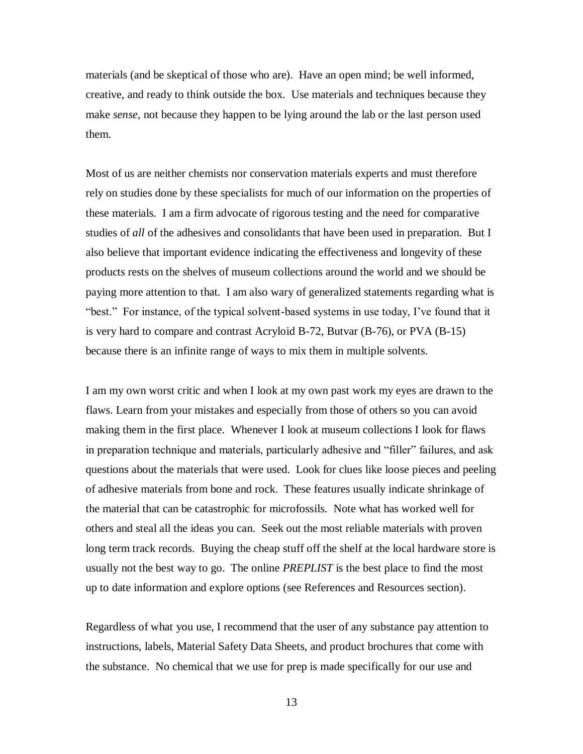materials (and be skeptical of those who are). Have an open mind; be well informed, creative, and ready to think outside the box. Use materials and techniques because they make *sense*, not because they happen to be lying around the lab or the last person used them.

Most of us are neither chemists nor conservation materials experts and must therefore rely on studies done by these specialists for much of our information on the properties of these materials. I am a firm advocate of rigorous testing and the need for comparative studies of *all* of the adhesives and consolidants that have been used in preparation. But I also believe that important evidence indicating the effectiveness and longevity of these products rests on the shelves of museum collections around the world and we should be paying more attention to that. I am also wary of generalized statements regarding what is "best." For instance, of the typical solvent-based systems in use today, I've found that it is very hard to compare and contrast Acryloid B-72, Butvar (B-76), or PVA (B-15) because there is an infinite range of ways to mix them in multiple solvents.

I am my own worst critic and when I look at my own past work my eyes are drawn to the flaws. Learn from your mistakes and especially from those of others so you can avoid making them in the first place. Whenever I look at museum collections I look for flaws in preparation technique and materials, particularly adhesive and "filler" failures, and ask questions about the materials that were used. Look for clues like loose pieces and peeling of adhesive materials from bone and rock. These features usually indicate shrinkage of the material that can be catastrophic for microfossils. Note what has worked well for others and steal all the ideas you can. Seek out the most reliable materials with proven long term track records. Buying the cheap stuff off the shelf at the local hardware store is usually not the best way to go. The online *PREPLIST* is the best place to find the most up to date information and explore options (see References and Resources section).

Regardless of what you use, I recommend that the user of any substance pay attention to instructions, labels, Material Safety Data Sheets, and product brochures that come with the substance. No chemical that we use for prep is made specifically for our use and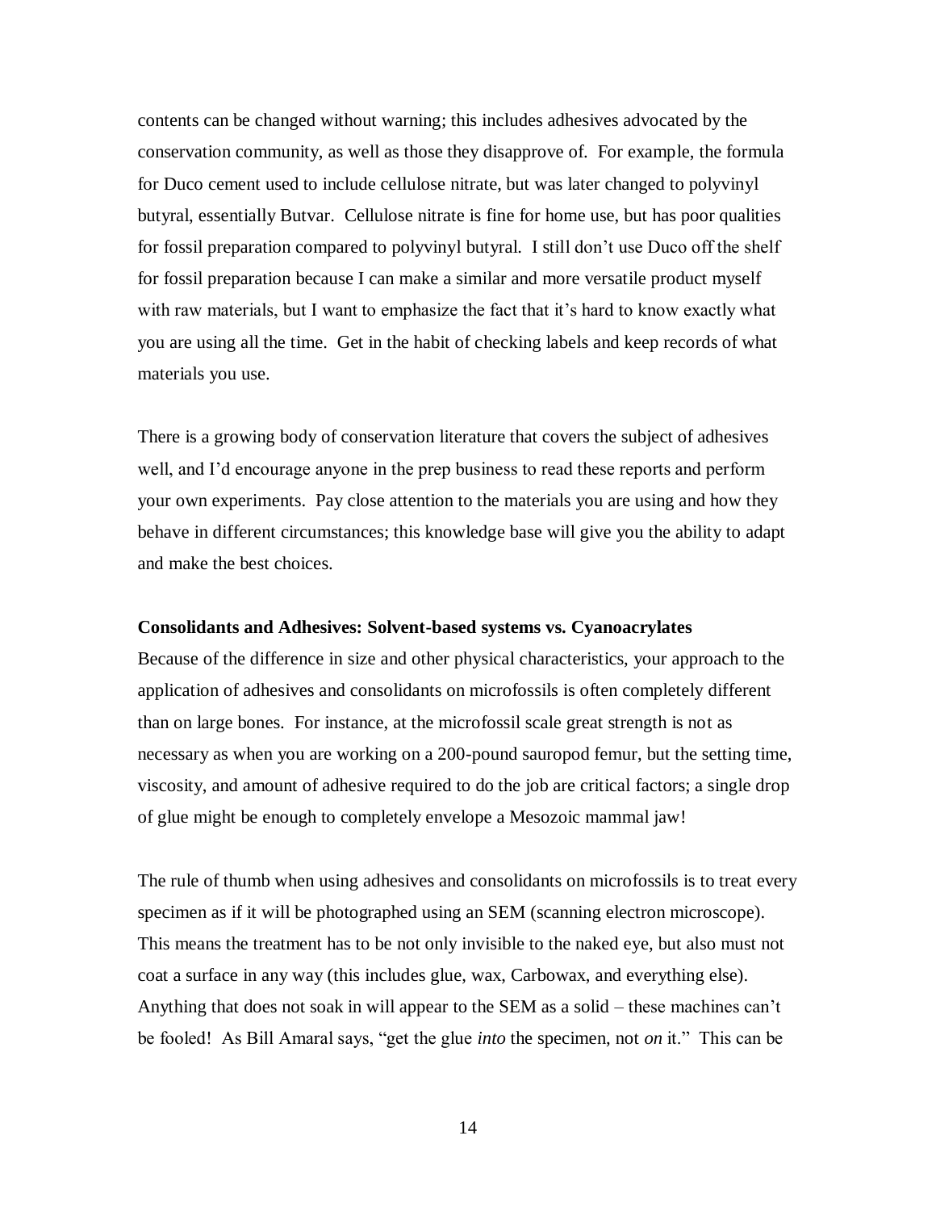contents can be changed without warning; this includes adhesives advocated by the conservation community, as well as those they disapprove of. For example, the formula for Duco cement used to include cellulose nitrate, but was later changed to polyvinyl butyral, essentially Butvar. Cellulose nitrate is fine for home use, but has poor qualities for fossil preparation compared to polyvinyl butyral. I still don't use Duco off the shelf for fossil preparation because I can make a similar and more versatile product myself with raw materials, but I want to emphasize the fact that it's hard to know exactly what you are using all the time. Get in the habit of checking labels and keep records of what materials you use.

There is a growing body of conservation literature that covers the subject of adhesives well, and I'd encourage anyone in the prep business to read these reports and perform your own experiments. Pay close attention to the materials you are using and how they behave in different circumstances; this knowledge base will give you the ability to adapt and make the best choices.

**Consolidants and Adhesives: Solvent-based systems vs. Cyanoacrylates**

Because of the difference in size and other physical characteristics, your approach to the application of adhesives and consolidants on microfossils is often completely different than on large bones. For instance, at the microfossil scale great strength is not as necessary as when you are working on a 200-pound sauropod femur, but the setting time, viscosity, and amount of adhesive required to do the job are critical factors; a single drop of glue might be enough to completely envelope a Mesozoic mammal jaw!

The rule of thumb when using adhesives and consolidants on microfossils is to treat every specimen as if it will be photographed using an SEM (scanning electron microscope). This means the treatment has to be not only invisible to the naked eye, but also must not coat a surface in any way (this includes glue, wax, Carbowax, and everything else). Anything that does not soak in will appear to the SEM as a solid – these machines can't be fooled! As Bill Amaral says, "get the glue *into* the specimen, not *on* it." This can be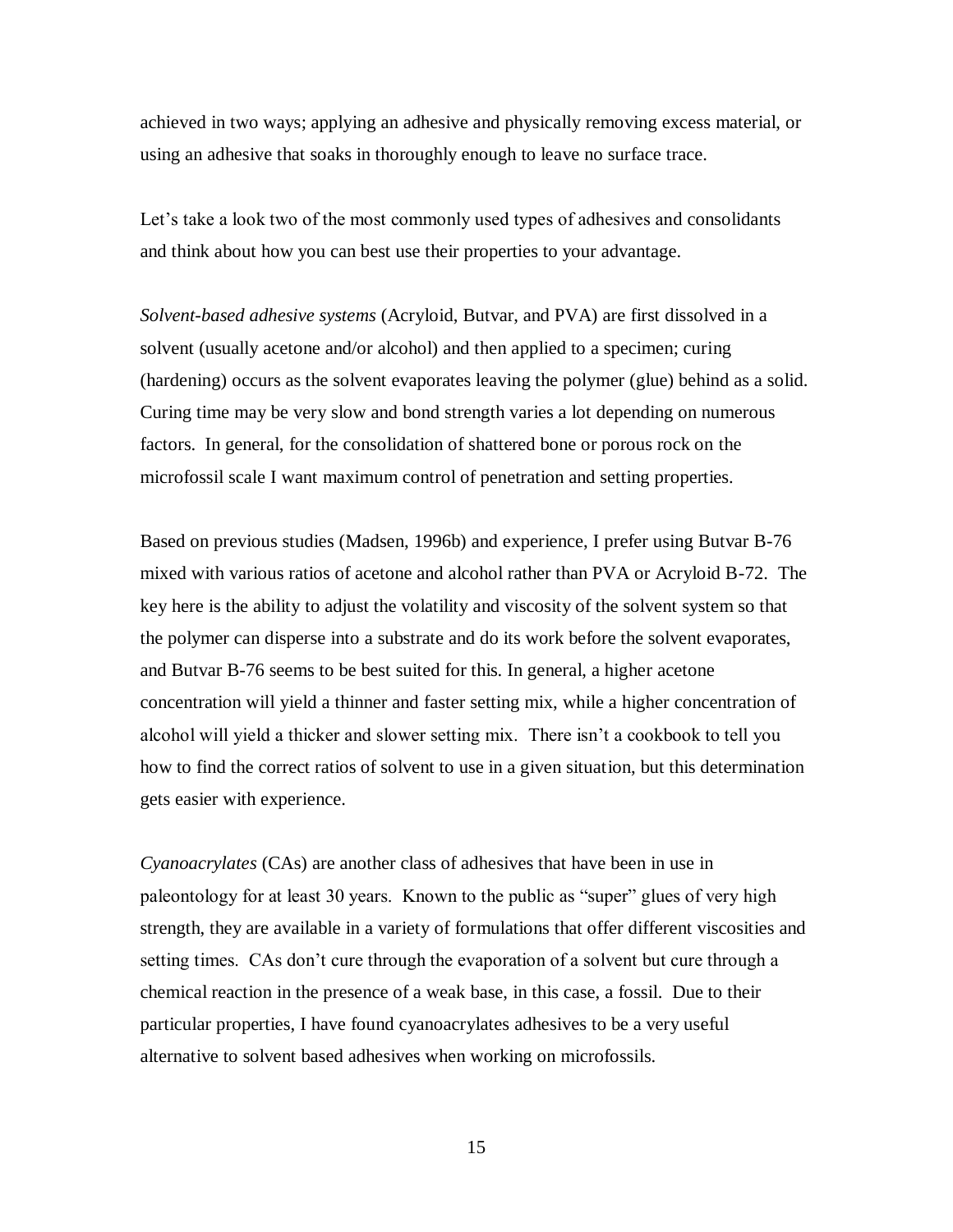achieved in two ways; applying an adhesive and physically removing excess material, or using an adhesive that soaks in thoroughly enough to leave no surface trace.

Let's take a look two of the most commonly used types of adhesives and consolidants and think about how you can best use their properties to your advantage.

*Solvent-based adhesive systems* (Acryloid, Butvar, and PVA) are first dissolved in a solvent (usually acetone and/or alcohol) and then applied to a specimen; curing (hardening) occurs as the solvent evaporates leaving the polymer (glue) behind as a solid. Curing time may be very slow and bond strength varies a lot depending on numerous factors. In general, for the consolidation of shattered bone or porous rock on the microfossil scale I want maximum control of penetration and setting properties.

Based on previous studies (Madsen, 1996b) and experience, I prefer using Butvar B-76 mixed with various ratios of acetone and alcohol rather than PVA or Acryloid B-72. The key here is the ability to adjust the volatility and viscosity of the solvent system so that the polymer can disperse into a substrate and do its work before the solvent evaporates, and Butvar B-76 seems to be best suited for this. In general, a higher acetone concentration will yield a thinner and faster setting mix, while a higher concentration of alcohol will yield a thicker and slower setting mix. There isn't a cookbook to tell you how to find the correct ratios of solvent to use in a given situation, but this determination gets easier with experience.

*Cyanoacrylates* (CAs) are another class of adhesives that have been in use in paleontology for at least 30 years. Known to the public as "super" glues of very high strength, they are available in a variety of formulations that offer different viscosities and setting times. CAs don't cure through the evaporation of a solvent but cure through a chemical reaction in the presence of a weak base, in this case, a fossil. Due to their particular properties, I have found cyanoacrylates adhesives to be a very useful alternative to solvent based adhesives when working on microfossils.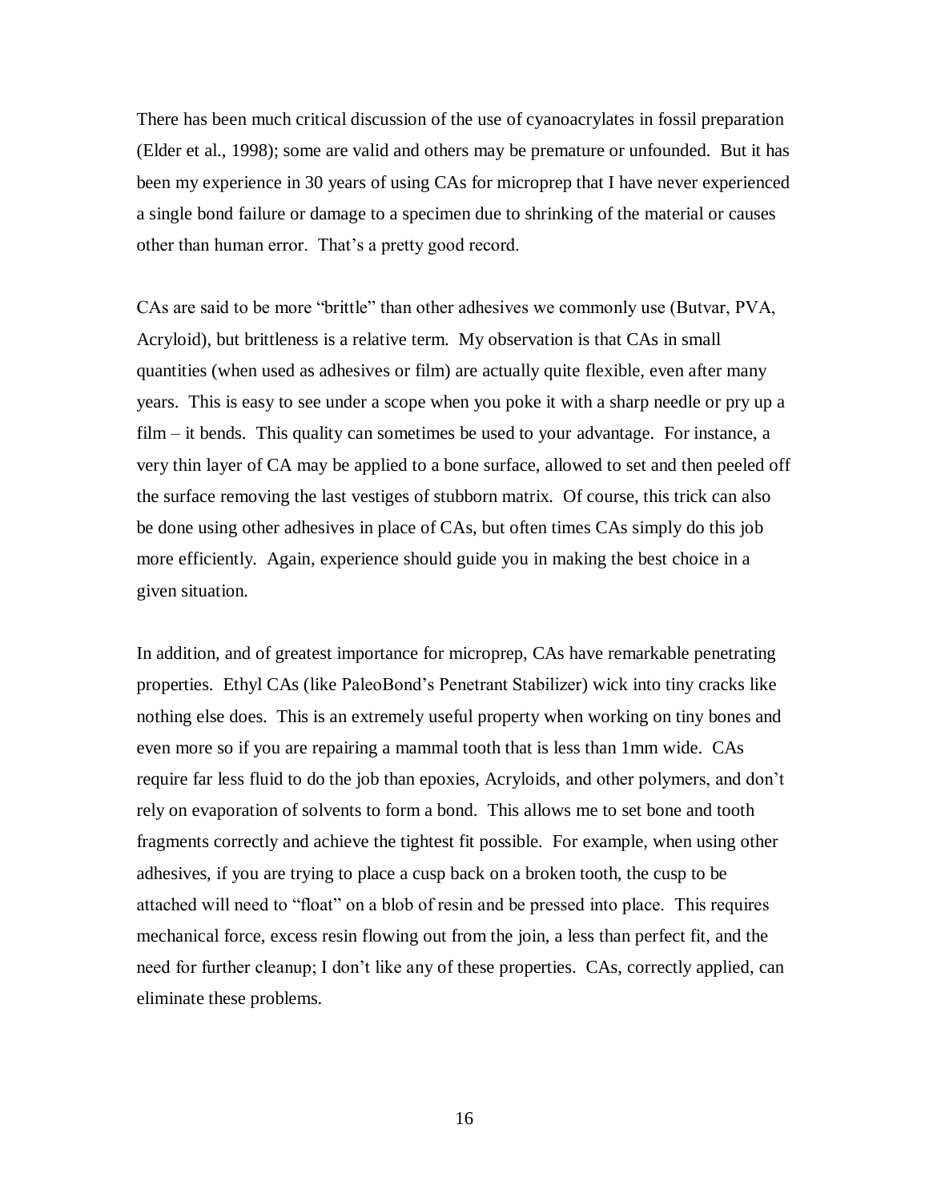There has been much critical discussion of the use of cyanoacrylates in fossil preparation (Elder et al., 1998); some are valid and others may be premature or unfounded. But it has been my experience in 30 years of using CAs for microprep that I have never experienced a single bond failure or damage to a specimen due to shrinking of the material or causes other than human error. That's a pretty good record.

CAs are said to be more "brittle" than other adhesives we commonly use (Butvar, PVA, Acryloid), but brittleness is a relative term. My observation is that CAs in small quantities (when used as adhesives or film) are actually quite flexible, even after many years. This is easy to see under a scope when you poke it with a sharp needle or pry up a film – it bends. This quality can sometimes be used to your advantage. For instance, a very thin layer of CA may be applied to a bone surface, allowed to set and then peeled off the surface removing the last vestiges of stubborn matrix. Of course, this trick can also be done using other adhesives in place of CAs, but often times CAs simply do this job more efficiently. Again, experience should guide you in making the best choice in a given situation.

In addition, and of greatest importance for microprep, CAs have remarkable penetrating properties. Ethyl CAs (like PaleoBond's Penetrant Stabilizer) wick into tiny cracks like nothing else does. This is an extremely useful property when working on tiny bones and even more so if you are repairing a mammal tooth that is less than 1mm wide. CAs require far less fluid to do the job than epoxies, Acryloids, and other polymers, and don't rely on evaporation of solvents to form a bond. This allows me to set bone and tooth fragments correctly and achieve the tightest fit possible. For example, when using other adhesives, if you are trying to place a cusp back on a broken tooth, the cusp to be attached will need to "float" on a blob of resin and be pressed into place. This requires mechanical force, excess resin flowing out from the join, a less than perfect fit, and the need for further cleanup; I don't like any of these properties. CAs, correctly applied, can eliminate these problems.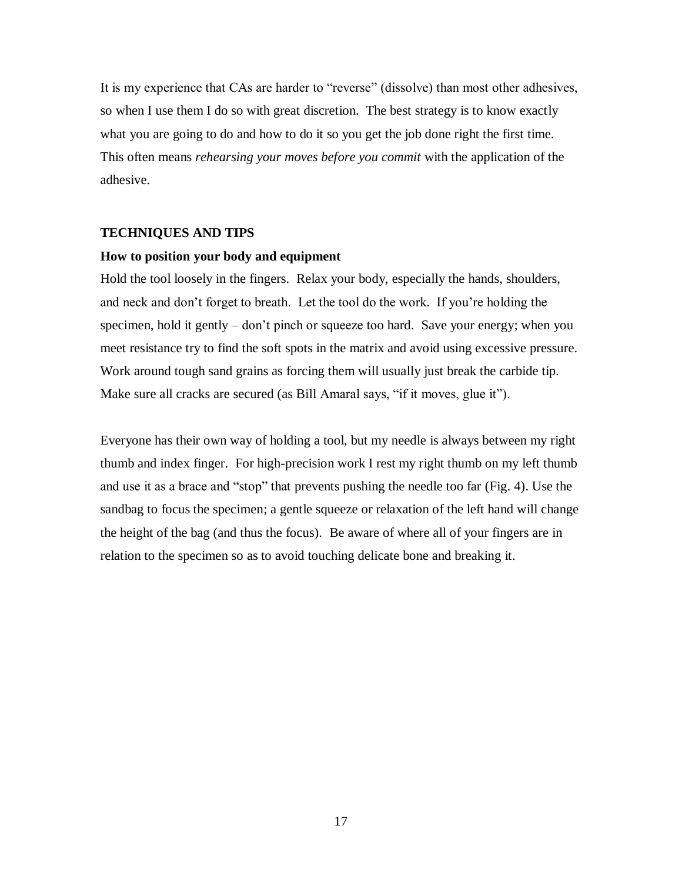It is my experience that CAs are harder to "reverse" (dissolve) than most other adhesives, so when I use them I do so with great discretion. The best strategy is to know exactly what you are going to do and how to do it so you get the job done right the first time. This often means *rehearsing your moves before you commit* with the application of the adhesive.

## TECHNIQUES AND TIPS

### How to position your body and equipment

Hold the tool loosely in the fingers. Relax your body, especially the hands, shoulders, and neck and don't forget to breath. Let the tool do the work. If you're holding the specimen, hold it gently – don't pinch or squeeze too hard. Save your energy; when you meet resistance try to find the soft spots in the matrix and avoid using excessive pressure. Work around tough sand grains as forcing them will usually just break the carbide tip. Make sure all cracks are secured (as Bill Amaral says, "if it moves, glue it").

Everyone has their own way of holding a tool, but my needle is always between my right thumb and index finger. For high-precision work I rest my right thumb on my left thumb and use it as a brace and "stop" that prevents pushing the needle too far (Fig. 4). Use the sandbag to focus the specimen; a gentle squeeze or relaxation of the left hand will change the height of the bag (and thus the focus). Be aware of where all of your fingers are in relation to the specimen so as to avoid touching delicate bone and breaking it.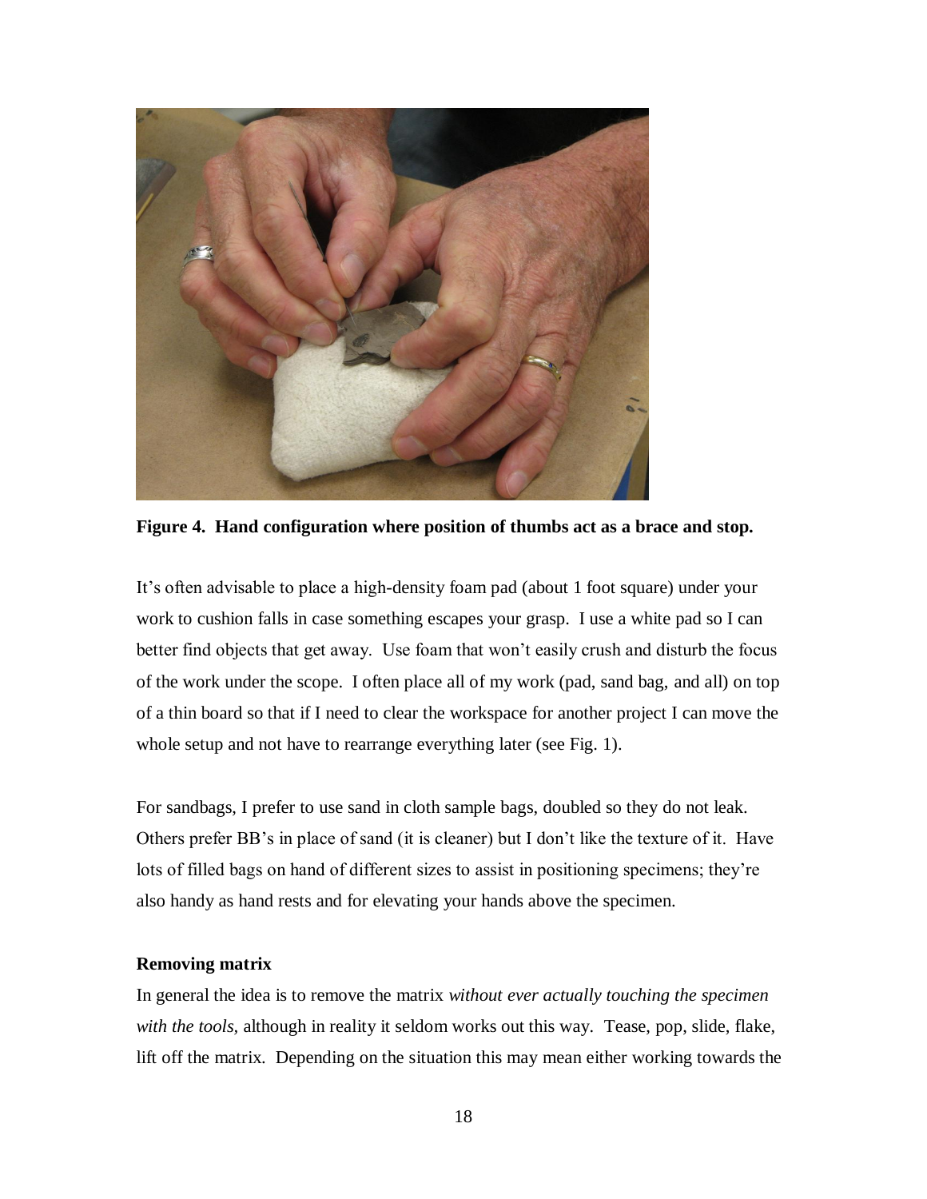**Figure 4. Hand configuration where position of thumbs act as a brace and stop.**

It's often advisable to place a high-density foam pad (about 1 foot square) under your work to cushion falls in case something escapes your grasp. I use a white pad so I can better find objects that get away. Use foam that won't easily crush and disturb the focus of the work under the scope. I often place all of my work (pad, sand bag, and all) on top of a thin board so that if I need to clear the workspace for another project I can move the whole setup and not have to rearrange everything later (see Fig. 1).

For sandbags, I prefer to use sand in cloth sample bags, doubled so they do not leak. Others prefer BB's in place of sand (it is cleaner) but I don't like the texture of it. Have lots of filled bags on hand of different sizes to assist in positioning specimens; they're also handy as hand rests and for elevating your hands above the specimen.

**Removing matrix**

In general the idea is to remove the matrix *without ever actually touching the specimen with the tools*, although in reality it seldom works out this way. Tease, pop, slide, flake, lift off the matrix. Depending on the situation this may mean either working towards the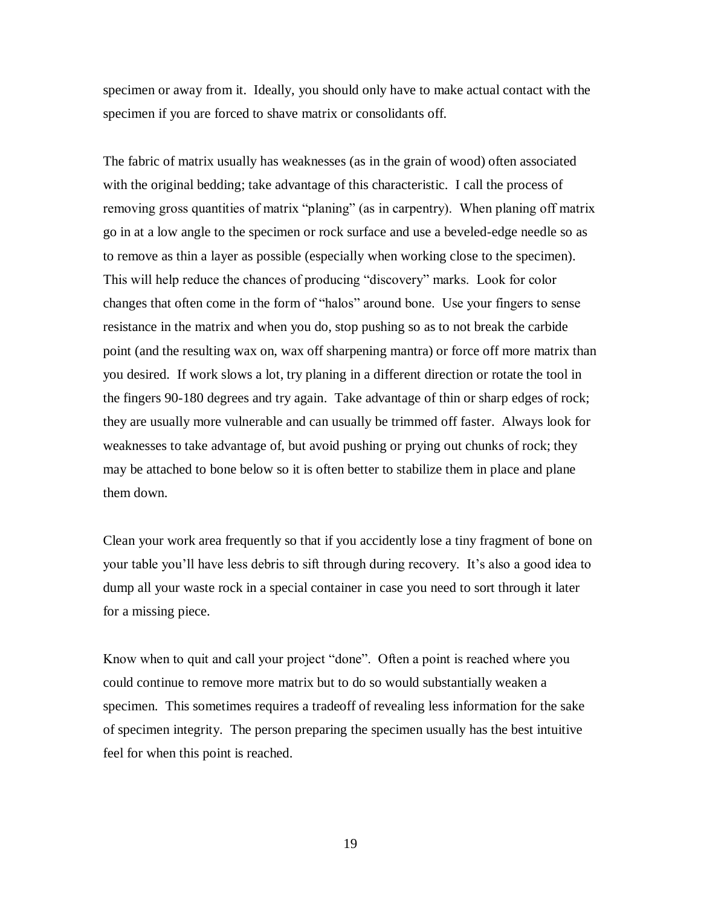specimen or away from it. Ideally, you should only have to make actual contact with the specimen if you are forced to shave matrix or consolidants off.

The fabric of matrix usually has weaknesses (as in the grain of wood) often associated with the original bedding; take advantage of this characteristic. I call the process of removing gross quantities of matrix "planing" (as in carpentry). When planing off matrix go in at a low angle to the specimen or rock surface and use a beveled-edge needle so as to remove as thin a layer as possible (especially when working close to the specimen). This will help reduce the chances of producing "discovery" marks. Look for color changes that often come in the form of "halos" around bone. Use your fingers to sense resistance in the matrix and when you do, stop pushing so as to not break the carbide point (and the resulting wax on, wax off sharpening mantra) or force off more matrix than you desired. If work slows a lot, try planing in a different direction or rotate the tool in the fingers 90-180 degrees and try again. Take advantage of thin or sharp edges of rock; they are usually more vulnerable and can usually be trimmed off faster. Always look for weaknesses to take advantage of, but avoid pushing or prying out chunks of rock; they may be attached to bone below so it is often better to stabilize them in place and plane them down.

Clean your work area frequently so that if you accidently lose a tiny fragment of bone on your table you'll have less debris to sift through during recovery. It's also a good idea to dump all your waste rock in a special container in case you need to sort through it later for a missing piece.

Know when to quit and call your project "done". Often a point is reached where you could continue to remove more matrix but to do so would substantially weaken a specimen. This sometimes requires a tradeoff of revealing less information for the sake of specimen integrity. The person preparing the specimen usually has the best intuitive feel for when this point is reached.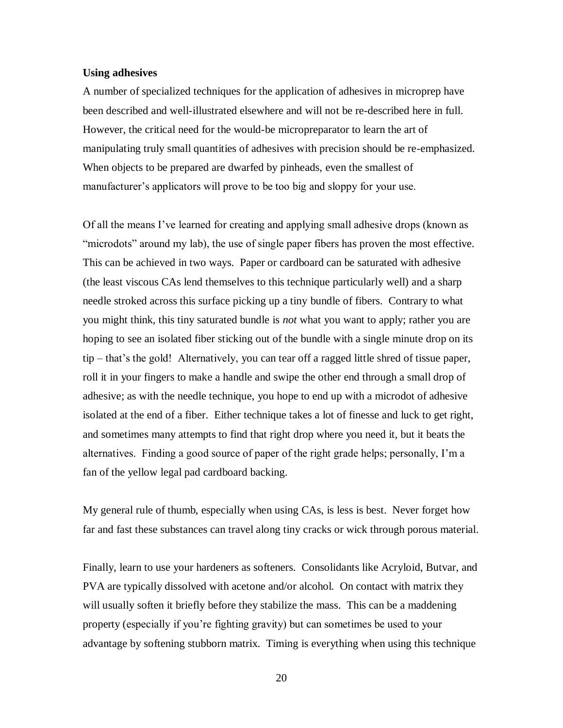**Using adhesives**

A number of specialized techniques for the application of adhesives in microprep have been described and well-illustrated elsewhere and will not be re-described here in full. However, the critical need for the would-be micropreparator to learn the art of manipulating truly small quantities of adhesives with precision should be re-emphasized. When objects to be prepared are dwarfed by pinheads, even the smallest of manufacturer's applicators will prove to be too big and sloppy for your use.

Of all the means I've learned for creating and applying small adhesive drops (known as "microdots" around my lab), the use of single paper fibers has proven the most effective. This can be achieved in two ways. Paper or cardboard can be saturated with adhesive (the least viscous CAs lend themselves to this technique particularly well) and a sharp needle stroked across this surface picking up a tiny bundle of fibers. Contrary to what you might think, this tiny saturated bundle is *not* what you want to apply; rather you are hoping to see an isolated fiber sticking out of the bundle with a single minute drop on its tip – that's the gold! Alternatively, you can tear off a ragged little shred of tissue paper, roll it in your fingers to make a handle and swipe the other end through a small drop of adhesive; as with the needle technique, you hope to end up with a microdot of adhesive isolated at the end of a fiber. Either technique takes a lot of finesse and luck to get right, and sometimes many attempts to find that right drop where you need it, but it beats the alternatives. Finding a good source of paper of the right grade helps; personally, I'm a fan of the yellow legal pad cardboard backing.

My general rule of thumb, especially when using CAs, is less is best. Never forget how far and fast these substances can travel along tiny cracks or wick through porous material.

Finally, learn to use your hardeners as softeners. Consolidants like Acryloid, Butvar, and PVA are typically dissolved with acetone and/or alcohol. On contact with matrix they will usually soften it briefly before they stabilize the mass. This can be a maddening property (especially if you're fighting gravity) but can sometimes be used to your advantage by softening stubborn matrix. Timing is everything when using this technique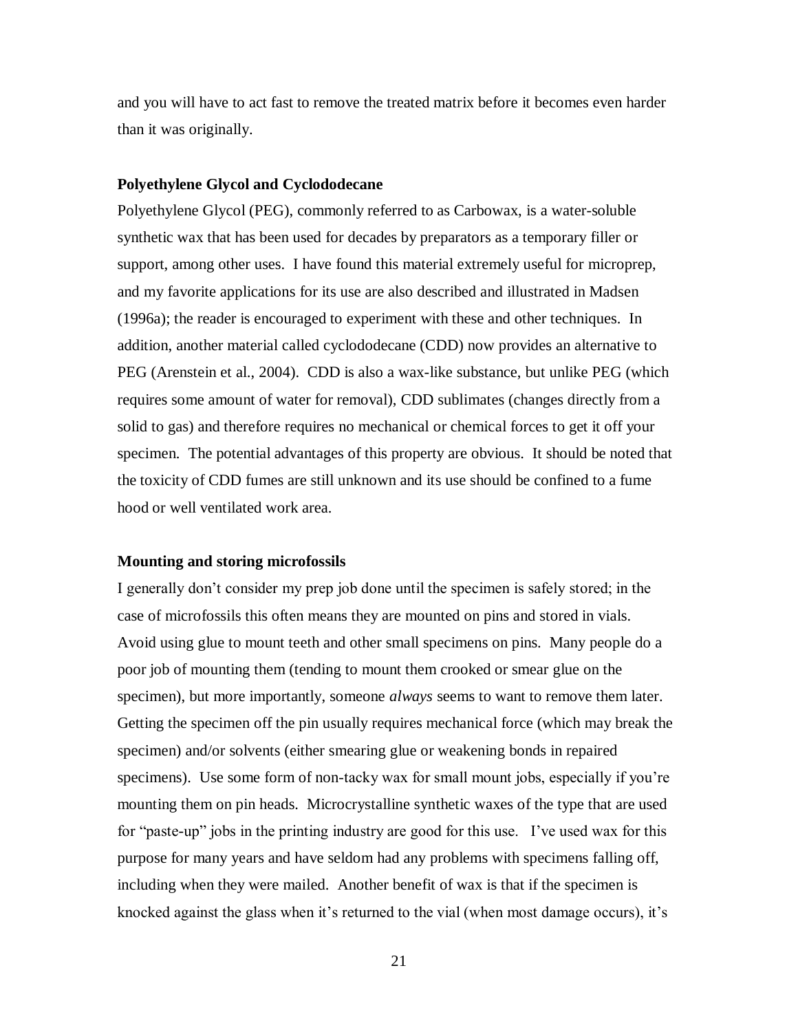and you will have to act fast to remove the treated matrix before it becomes even harder than it was originally.

**Polyethylene Glycol and Cyclododecane**

Polyethylene Glycol (PEG), commonly referred to as Carbowax, is a water-soluble synthetic wax that has been used for decades by preparators as a temporary filler or support, among other uses. I have found this material extremely useful for microprep, and my favorite applications for its use are also described and illustrated in Madsen (1996a); the reader is encouraged to experiment with these and other techniques. In addition, another material called cyclododecane (CDD) now provides an alternative to PEG (Arenstein et al., 2004). CDD is also a wax-like substance, but unlike PEG (which requires some amount of water for removal), CDD sublimates (changes directly from a solid to gas) and therefore requires no mechanical or chemical forces to get it off your specimen. The potential advantages of this property are obvious. It should be noted that the toxicity of CDD fumes are still unknown and its use should be confined to a fume hood or well ventilated work area.

**Mounting and storing microfossils**

I generally don't consider my prep job done until the specimen is safely stored; in the case of microfossils this often means they are mounted on pins and stored in vials. Avoid using glue to mount teeth and other small specimens on pins. Many people do a poor job of mounting them (tending to mount them crooked or smear glue on the specimen), but more importantly, someone *always* seems to want to remove them later. Getting the specimen off the pin usually requires mechanical force (which may break the specimen) and/or solvents (either smearing glue or weakening bonds in repaired specimens). Use some form of non-tacky wax for small mount jobs, especially if you're mounting them on pin heads. Microcrystalline synthetic waxes of the type that are used for "paste-up" jobs in the printing industry are good for this use. I've used wax for this purpose for many years and have seldom had any problems with specimens falling off, including when they were mailed. Another benefit of wax is that if the specimen is knocked against the glass when it's returned to the vial (when most damage occurs), it's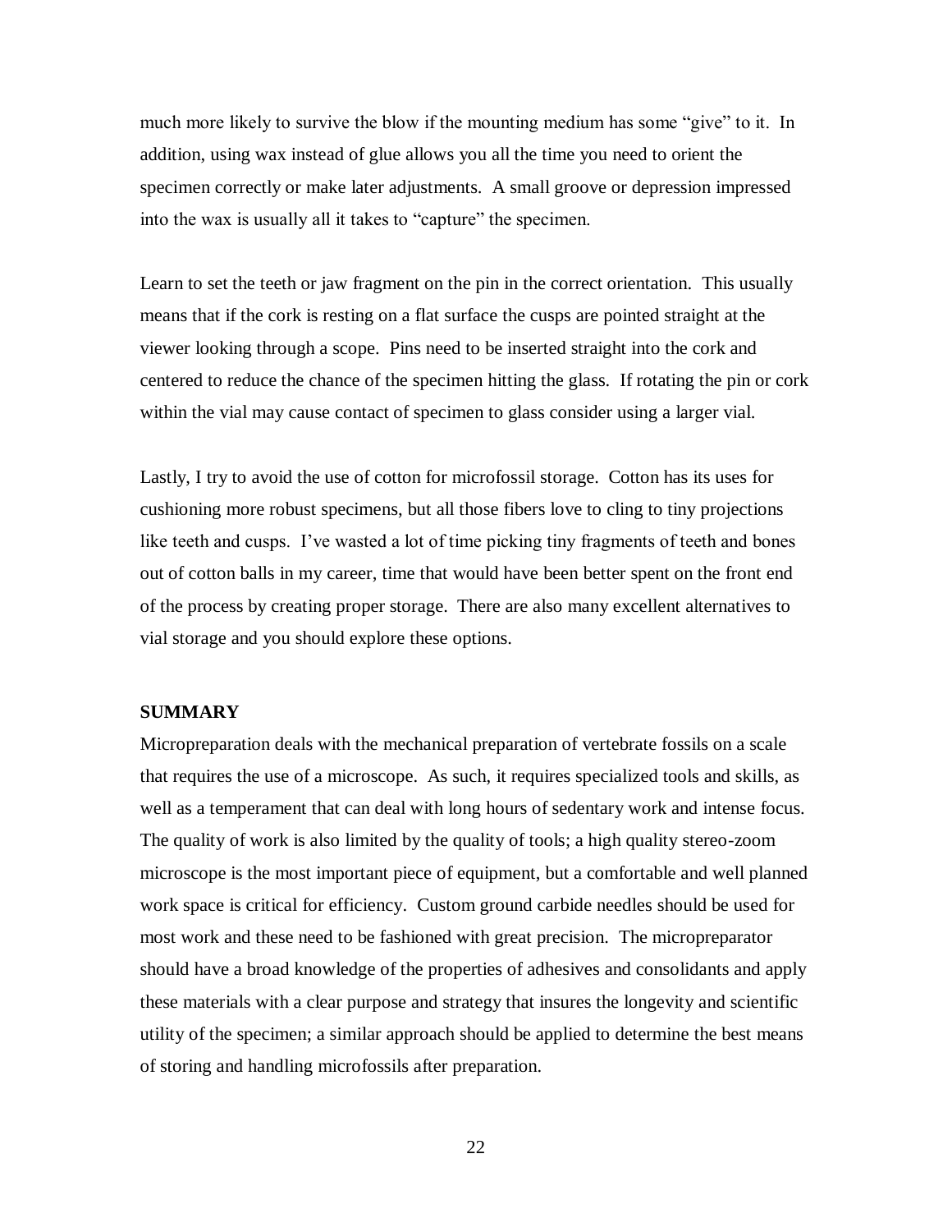much more likely to survive the blow if the mounting medium has some "give" to it. In addition, using wax instead of glue allows you all the time you need to orient the specimen correctly or make later adjustments. A small groove or depression impressed into the wax is usually all it takes to "capture" the specimen.

Learn to set the teeth or jaw fragment on the pin in the correct orientation. This usually means that if the cork is resting on a flat surface the cusps are pointed straight at the viewer looking through a scope. Pins need to be inserted straight into the cork and centered to reduce the chance of the specimen hitting the glass. If rotating the pin or cork within the vial may cause contact of specimen to glass consider using a larger vial.

Lastly, I try to avoid the use of cotton for microfossil storage. Cotton has its uses for cushioning more robust specimens, but all those fibers love to cling to tiny projections like teeth and cusps. I've wasted a lot of time picking tiny fragments of teeth and bones out of cotton balls in my career, time that would have been better spent on the front end of the process by creating proper storage. There are also many excellent alternatives to vial storage and you should explore these options.

## SUMMARY

Micropreparation deals with the mechanical preparation of vertebrate fossils on a scale that requires the use of a microscope. As such, it requires specialized tools and skills, as well as a temperament that can deal with long hours of sedentary work and intense focus. The quality of work is also limited by the quality of tools; a high quality stereo-zoom microscope is the most important piece of equipment, but a comfortable and well planned work space is critical for efficiency. Custom ground carbide needles should be used for most work and these need to be fashioned with great precision. The micropreparator should have a broad knowledge of the properties of adhesives and consolidants and apply these materials with a clear purpose and strategy that insures the longevity and scientific utility of the specimen; a similar approach should be applied to determine the best means of storing and handling microfossils after preparation.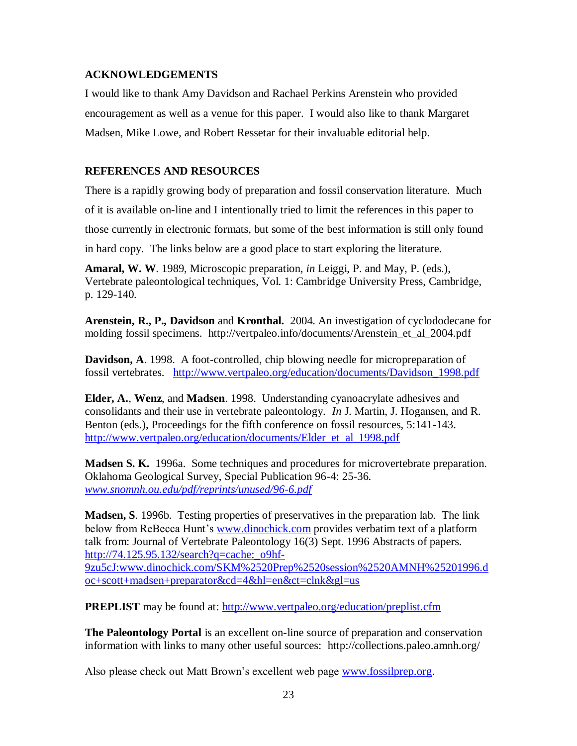## ACKNOWLEDGEMENTS

I would like to thank Amy Davidson and Rachael Perkins Arenstein who provided encouragement as well as a venue for this paper. I would also like to thank Margaret Madsen, Mike Lowe, and Robert Ressetar for their invaluable editorial help.

## REFERENCES AND RESOURCES

There is a rapidly growing body of preparation and fossil conservation literature. Much of it is available on-line and I intentionally tried to limit the references in this paper to those currently in electronic formats, but some of the best information is still only found in hard copy. The links below are a good place to start exploring the literature.

**Amaral, W. W**. 1989, Microscopic preparation, *in* Leiggi, P. and May, P. (eds.), Vertebrate paleontological techniques, Vol. 1: Cambridge University Press, Cambridge, p. 129-140.

**Arenstein, R., P., Davidson** and **Kronthal.** 2004. An investigation of cyclododecane for molding fossil specimens. http://vertpaleo.info/documents/Arenstein_et_al_2004.pdf

**Davidson, A**. 1998. A foot-controlled, chip blowing needle for micropreparation of fossil vertebrates. http://www.vertpaleo.org/education/documents/Davidson_1998.pdf

**Elder, A.**, **Wenz**, and **Madsen**. 1998. Understanding cyanoacrylate adhesives and consolidants and their use in vertebrate paleontology. *In* J. Martin, J. Hogansen, and R. Benton (eds.), Proceedings for the fifth conference on fossil resources, 5:141-143. http://www.vertpaleo.org/education/documents/Elder_et_al_1998.pdf

**Madsen S. K.** 1996a. Some techniques and procedures for microvertebrate preparation. Oklahoma Geological Survey, Special Publication 96-4: 25-36. *www.snomnh.ou.edu/pdf/reprints/unused/96-6.pdf*

**Madsen, S**. 1996b. Testing properties of preservatives in the preparation lab. The link below from ReBecca Hunt's www.dinochick.com provides verbatim text of a platform talk from: Journal of Vertebrate Paleontology 16(3) Sept. 1996 Abstracts of papers. http://74.125.95.132/search?q=cache:_o9hf-9zu5cJ:www.dinochick.com/SKM%2520Prep%2520session%2520AMNH%25201996.doc+scott+madsen+preparator&cd=4&hl=en&ct=clnk&gl=us

**PREPLIST** may be found at: http://www.vertpaleo.org/education/preplist.cfm

**The Paleontology Portal** is an excellent on-line source of preparation and conservation information with links to many other useful sources: http://collections.paleo.amnh.org/

Also please check out Matt Brown's excellent web page www.fossilprep.org.